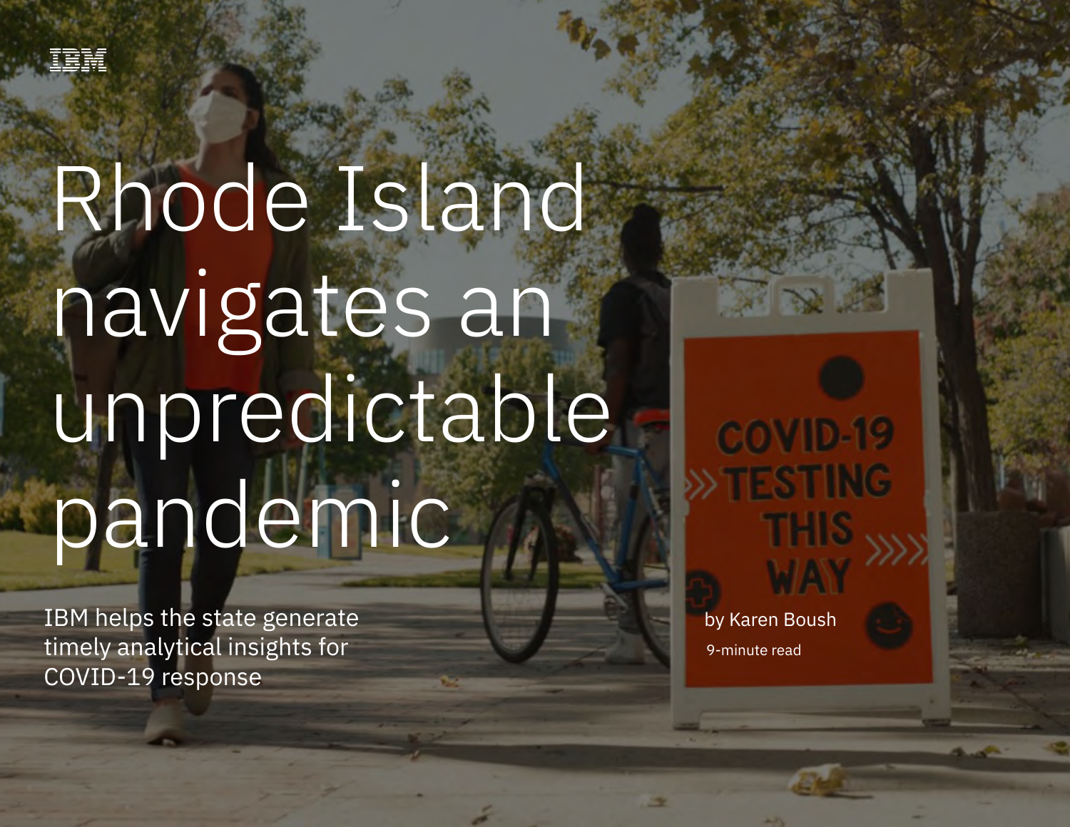# Rhode Island navigates an unpredictable pandemic

IBM helps the state generate timely analytical insights for COVID-19 response

by Karen Boush

9-minute read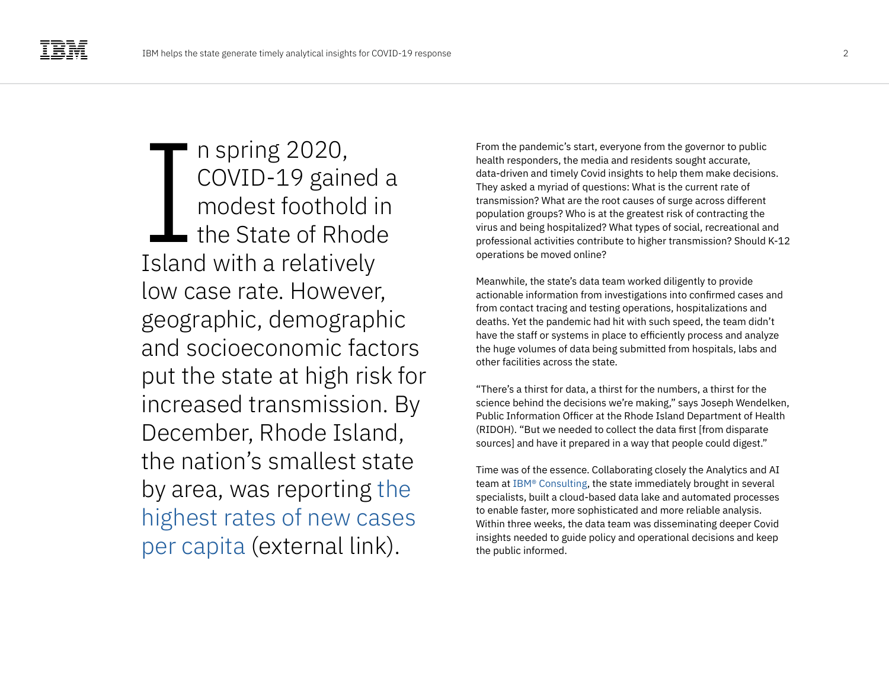In spring 2020, COVID-19 gained a modest foothold in the State of Rhode Island with a relatively low case rate. However, geographic, demographic and socioeconomic factors put the state at high risk for increased transmission. By December, Rhode Island, the nation's smallest state by area, was reporting the highest rates of new cases per capita (external link).

From the pandemic's start, everyone from the governor to public health responders, the media and residents sought accurate, data-driven and timely Covid insights to help them make decisions. They asked a myriad of questions: What is the current rate of transmission? What are the root causes of surge across different population groups? Who is at the greatest risk of contracting the virus and being hospitalized? What types of social, recreational and professional activities contribute to higher transmission? Should K-12 operations be moved online?

Meanwhile, the state's data team worked diligently to provide actionable information from investigations into confirmed cases and from contact tracing and testing operations, hospitalizations and deaths. Yet the pandemic had hit with such speed, the team didn't have the staff or systems in place to efficiently process and analyze the huge volumes of data being submitted from hospitals, labs and other facilities across the state.

"There's a thirst for data, a thirst for the numbers, a thirst for the science behind the decisions we're making," says Joseph Wendelken, Public Information Officer at the Rhode Island Department of Health (RIDOH). "But we needed to collect the data first [from disparate sources] and have it prepared in a way that people could digest."

Time was of the essence. Collaborating closely the Analytics and AI team at IBM® Consulting, the state immediately brought in several specialists, built a cloud-based data lake and automated processes to enable faster, more sophisticated and more reliable analysis. Within three weeks, the data team was disseminating deeper Covid insights needed to guide policy and operational decisions and keep the public informed.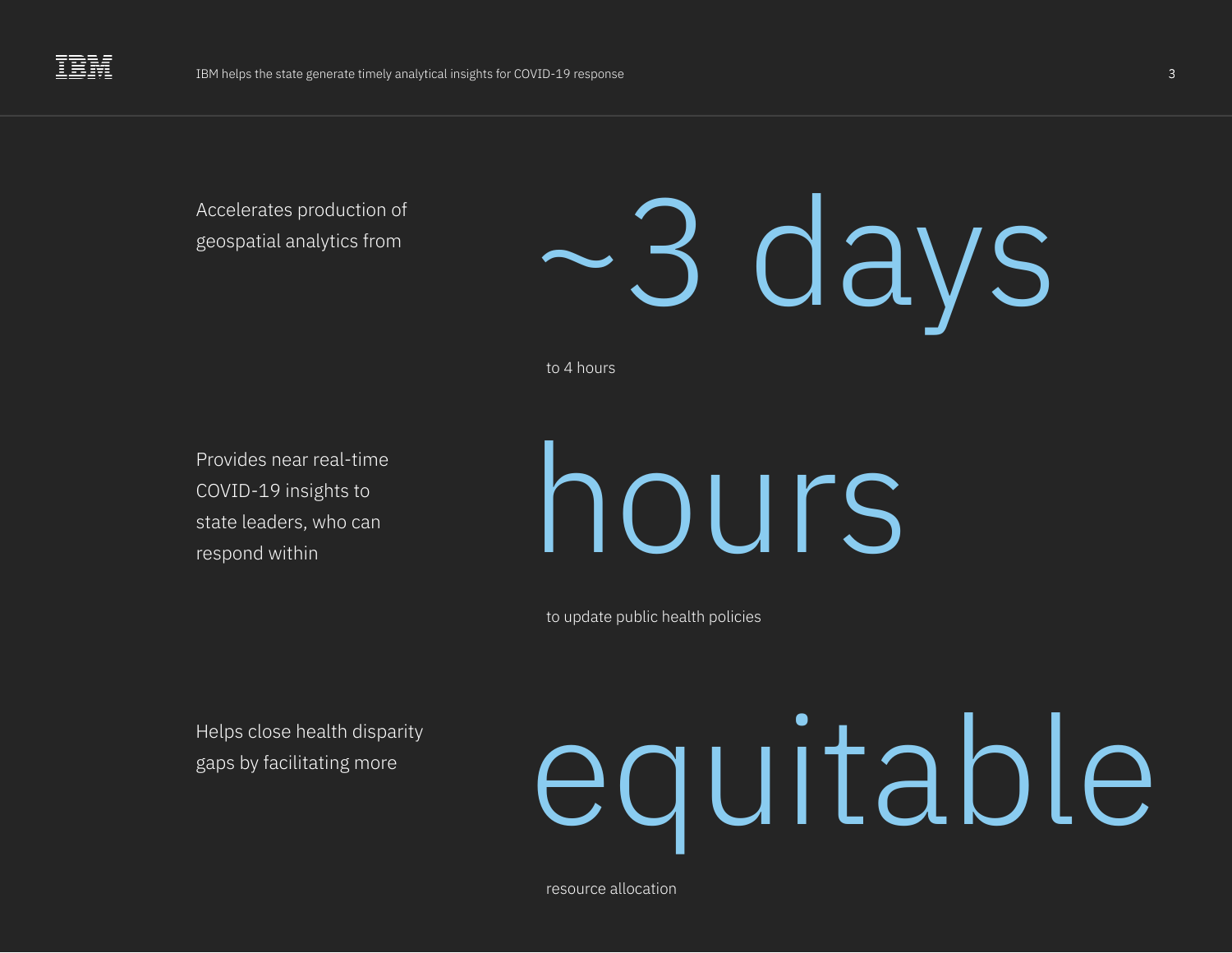Accelerates production of geospatial analytics from

# ~3 days

to 4 hours

Provides near real-time COVID-19 insights to state leaders, who can respond within

# hours

to update public health policies

Helps close health disparity gaps by facilitating more

# equitable

resource allocation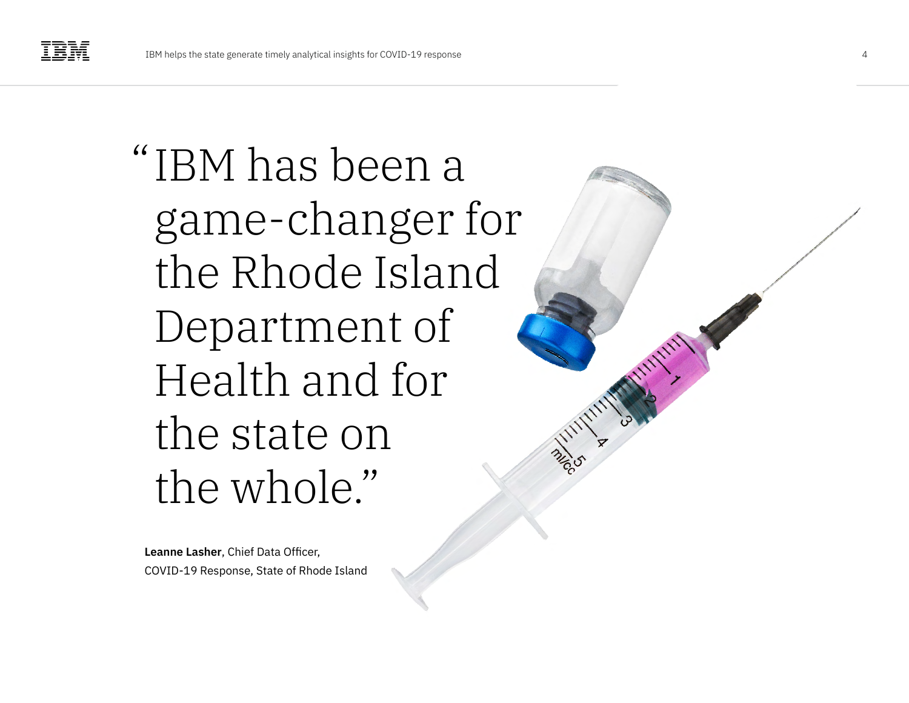> "IBM has been a game-changer for the Rhode Island Department of Health and for the state on the whole."

**Leanne Lasher**, Chief Data Officer,
COVID-19 Response, State of Rhode Island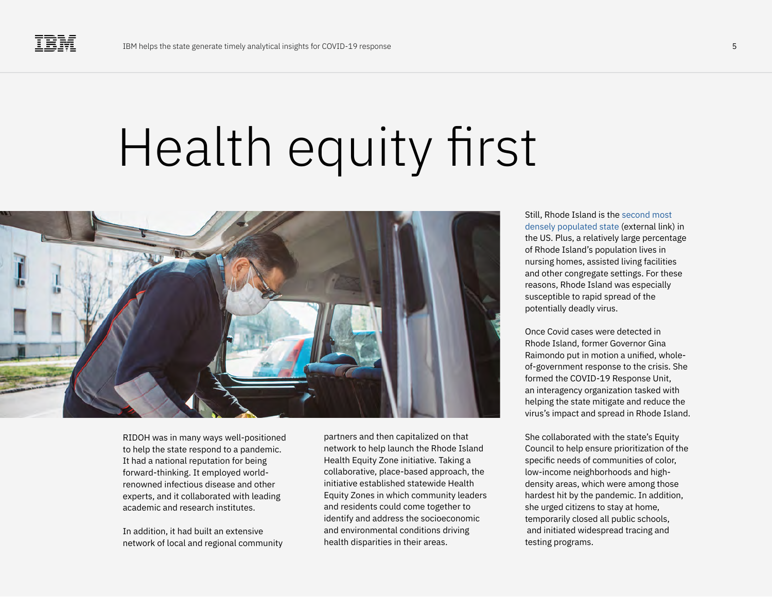# Health equity first

RIDOH was in many ways well-positioned to help the state respond to a pandemic. It had a national reputation for being forward-thinking. It employed world-renowned infectious disease and other experts, and it collaborated with leading academic and research institutes.

In addition, it had built an extensive network of local and regional community partners and then capitalized on that network to help launch the Rhode Island Health Equity Zone initiative. Taking a collaborative, place-based approach, the initiative established statewide Health Equity Zones in which community leaders and residents could come together to identify and address the socioeconomic and environmental conditions driving health disparities in their areas.

Still, Rhode Island is the second most densely populated state (external link) in the US. Plus, a relatively large percentage of Rhode Island's population lives in nursing homes, assisted living facilities and other congregate settings. For these reasons, Rhode Island was especially susceptible to rapid spread of the potentially deadly virus.

Once Covid cases were detected in Rhode Island, former Governor Gina Raimondo put in motion a unified, whole-of-government response to the crisis. She formed the COVID-19 Response Unit, an interagency organization tasked with helping the state mitigate and reduce the virus's impact and spread in Rhode Island.

She collaborated with the state's Equity Council to help ensure prioritization of the specific needs of communities of color, low-income neighborhoods and high-density areas, which were among those hardest hit by the pandemic. In addition, she urged citizens to stay at home, temporarily closed all public schools, and initiated widespread tracing and testing programs.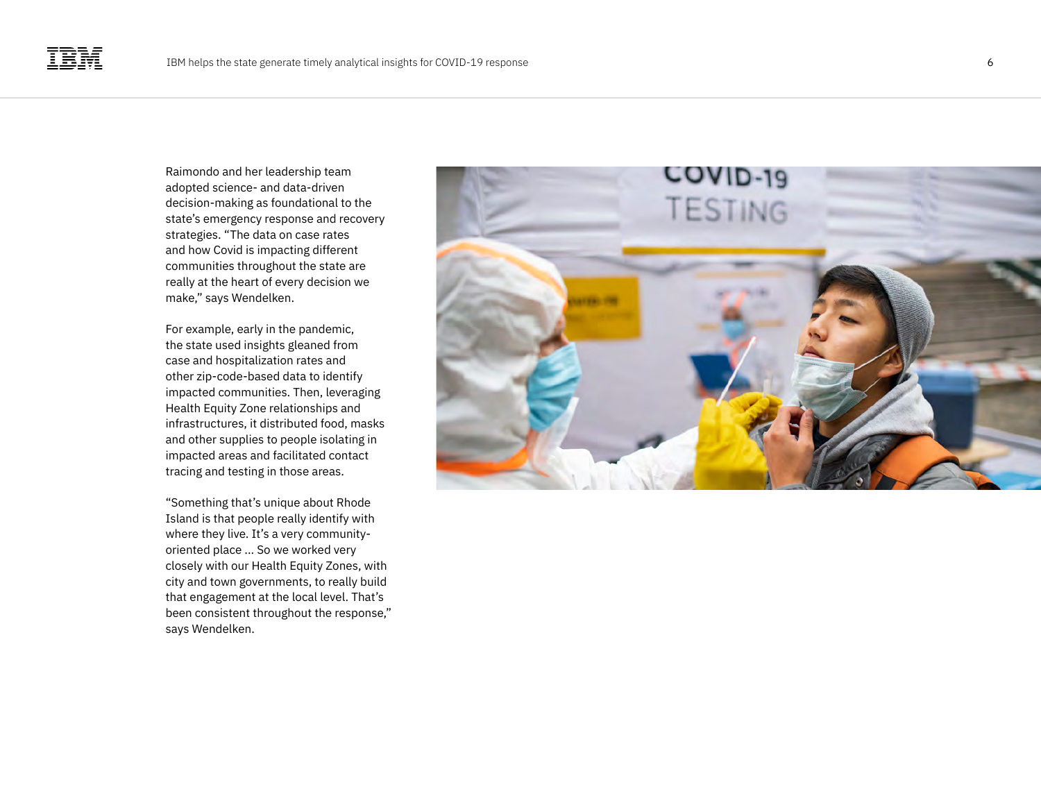Raimondo and her leadership team adopted science- and data-driven decision-making as foundational to the state's emergency response and recovery strategies. "The data on case rates and how Covid is impacting different communities throughout the state are really at the heart of every decision we make," says Wendelken.

For example, early in the pandemic, the state used insights gleaned from case and hospitalization rates and other zip-code-based data to identify impacted communities. Then, leveraging Health Equity Zone relationships and infrastructures, it distributed food, masks and other supplies to people isolating in impacted areas and facilitated contact tracing and testing in those areas.

"Something that's unique about Rhode Island is that people really identify with where they live. It's a very community-oriented place ... So we worked very closely with our Health Equity Zones, with city and town governments, to really build that engagement at the local level. That's been consistent throughout the response," says Wendelken.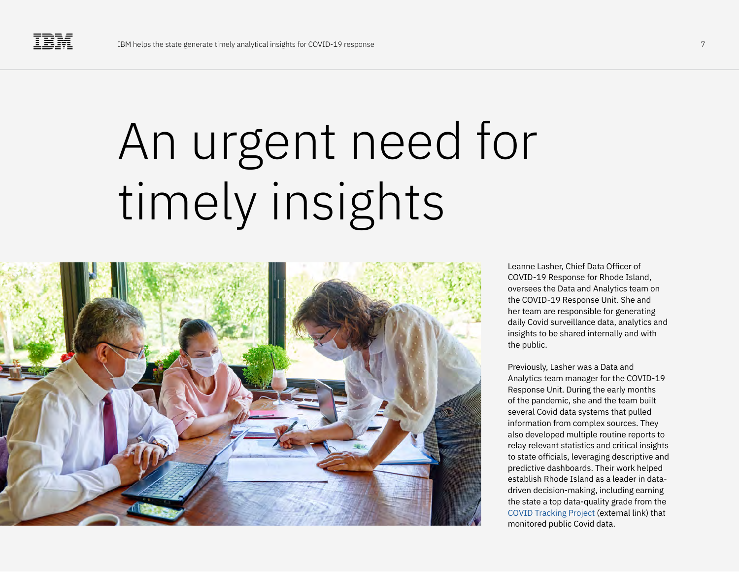# An urgent need for timely insights

Leanne Lasher, Chief Data Officer of COVID-19 Response for Rhode Island, oversees the Data and Analytics team on the COVID-19 Response Unit. She and her team are responsible for generating daily Covid surveillance data, analytics and insights to be shared internally and with the public.

Previously, Lasher was a Data and Analytics team manager for the COVID-19 Response Unit. During the early months of the pandemic, she and the team built several Covid data systems that pulled information from complex sources. They also developed multiple routine reports to relay relevant statistics and critical insights to state officials, leveraging descriptive and predictive dashboards. Their work helped establish Rhode Island as a leader in data-driven decision-making, including earning the state a top data-quality grade from the COVID Tracking Project (external link) that monitored public Covid data.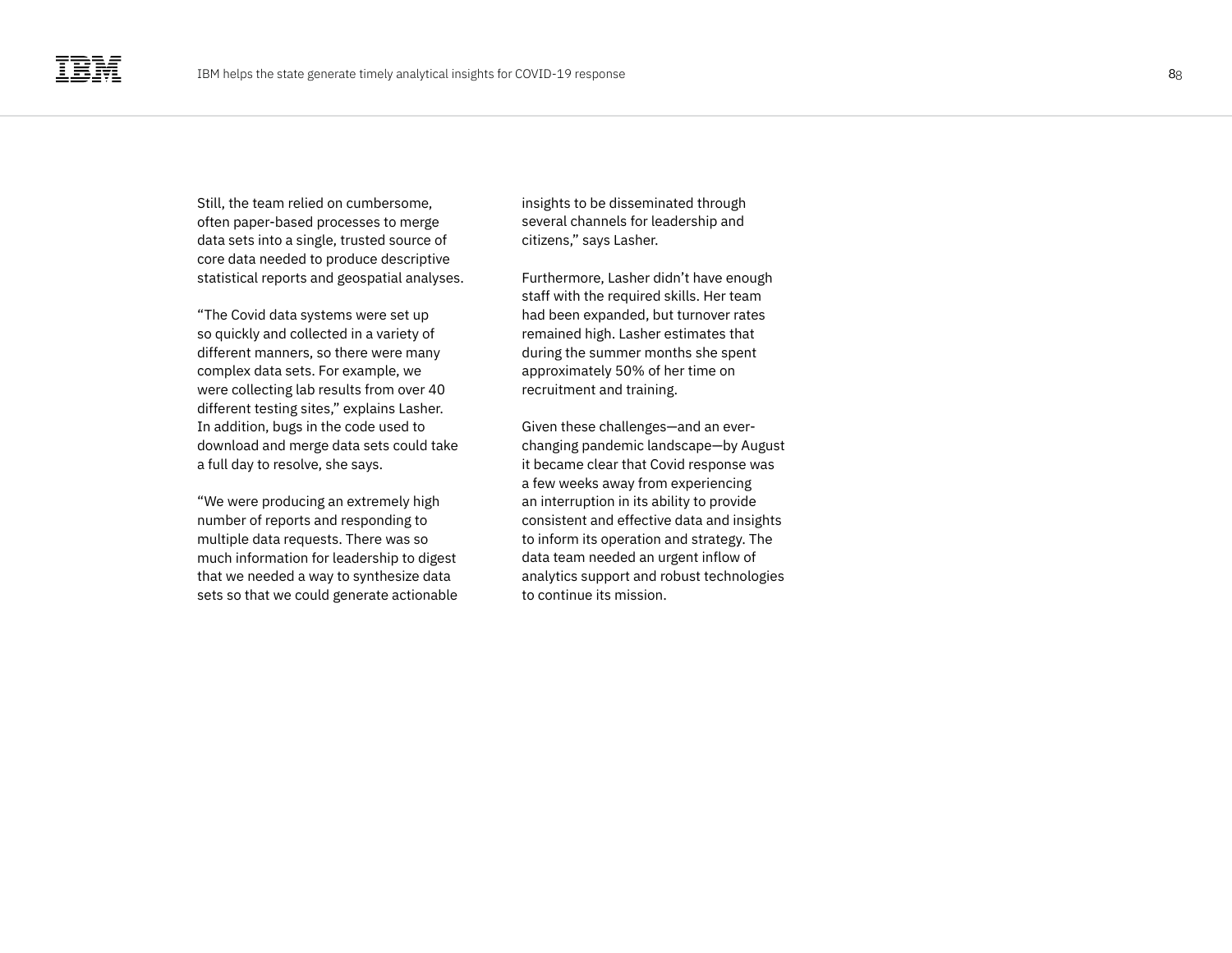Still, the team relied on cumbersome, often paper-based processes to merge data sets into a single, trusted source of core data needed to produce descriptive statistical reports and geospatial analyses.

"The Covid data systems were set up so quickly and collected in a variety of different manners, so there were many complex data sets. For example, we were collecting lab results from over 40 different testing sites," explains Lasher. In addition, bugs in the code used to download and merge data sets could take a full day to resolve, she says.

"We were producing an extremely high number of reports and responding to multiple data requests. There was so much information for leadership to digest that we needed a way to synthesize data sets so that we could generate actionable insights to be disseminated through several channels for leadership and citizens," says Lasher.

Furthermore, Lasher didn't have enough staff with the required skills. Her team had been expanded, but turnover rates remained high. Lasher estimates that during the summer months she spent approximately 50% of her time on recruitment and training.

Given these challenges—and an ever-changing pandemic landscape—by August it became clear that Covid response was a few weeks away from experiencing an interruption in its ability to provide consistent and effective data and insights to inform its operation and strategy. The data team needed an urgent inflow of analytics support and robust technologies to continue its mission.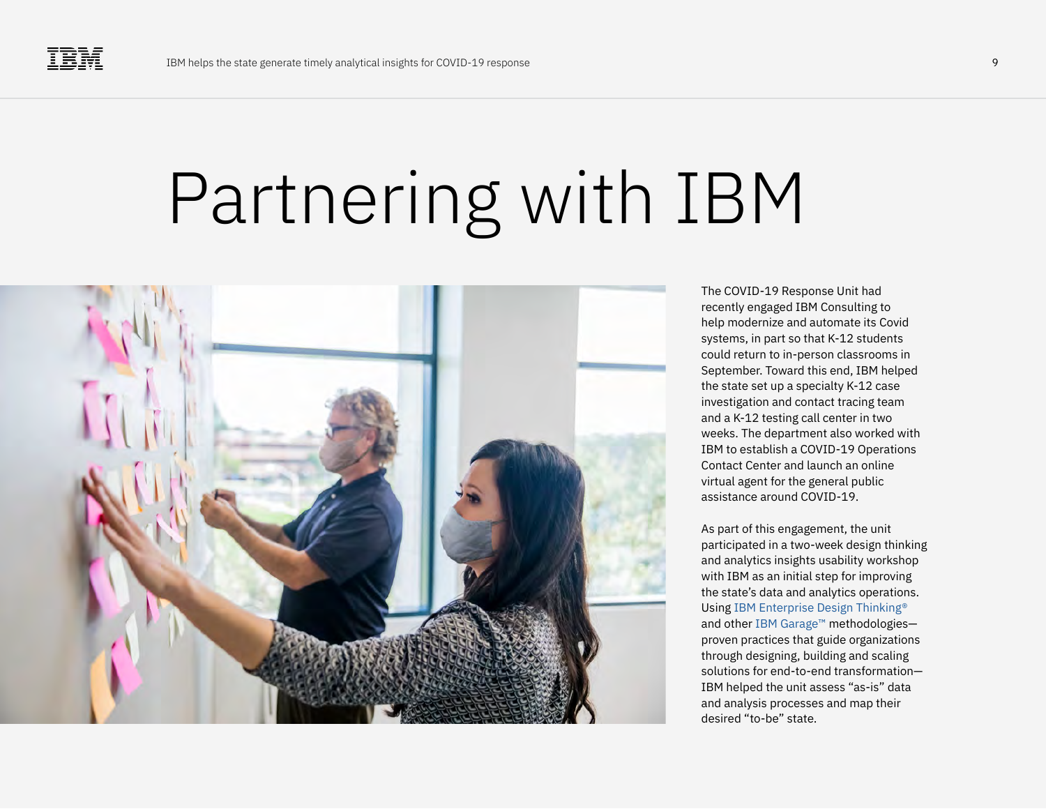# Partnering with IBM

The COVID-19 Response Unit had recently engaged IBM Consulting to help modernize and automate its Covid systems, in part so that K-12 students could return to in-person classrooms in September. Toward this end, IBM helped the state set up a specialty K-12 case investigation and contact tracing team and a K-12 testing call center in two weeks. The department also worked with IBM to establish a COVID-19 Operations Contact Center and launch an online virtual agent for the general public assistance around COVID-19.

As part of this engagement, the unit participated in a two-week design thinking and analytics insights usability workshop with IBM as an initial step for improving the state's data and analytics operations. Using IBM Enterprise Design Thinking® and other IBM Garage™ methodologies—proven practices that guide organizations through designing, building and scaling solutions for end-to-end transformation—IBM helped the unit assess "as-is" data and analysis processes and map their desired "to-be" state.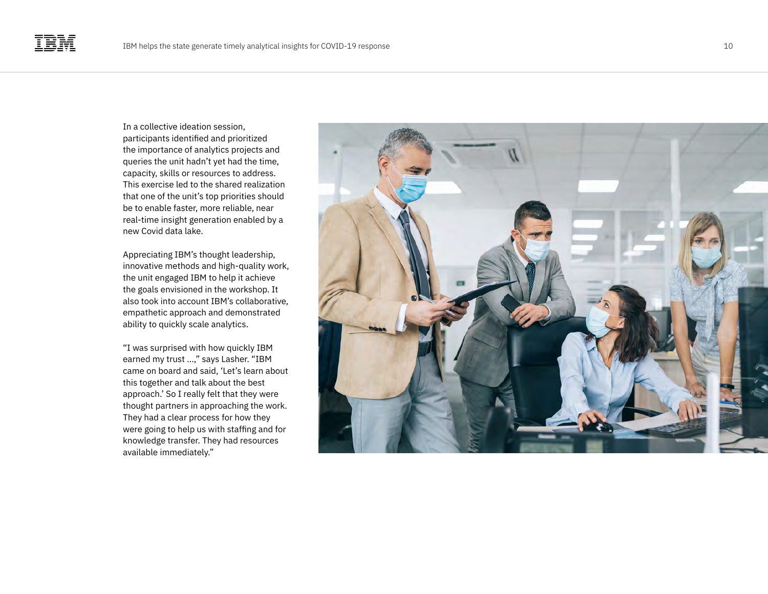In a collective ideation session, participants identified and prioritized the importance of analytics projects and queries the unit hadn't yet had the time, capacity, skills or resources to address. This exercise led to the shared realization that one of the unit's top priorities should be to enable faster, more reliable, near real-time insight generation enabled by a new Covid data lake.

Appreciating IBM's thought leadership, innovative methods and high-quality work, the unit engaged IBM to help it achieve the goals envisioned in the workshop. It also took into account IBM's collaborative, empathetic approach and demonstrated ability to quickly scale analytics.

"I was surprised with how quickly IBM earned my trust ...," says Lasher. "IBM came on board and said, 'Let's learn about this together and talk about the best approach.' So I really felt that they were thought partners in approaching the work. They had a clear process for how they were going to help us with staffing and for knowledge transfer. They had resources available immediately."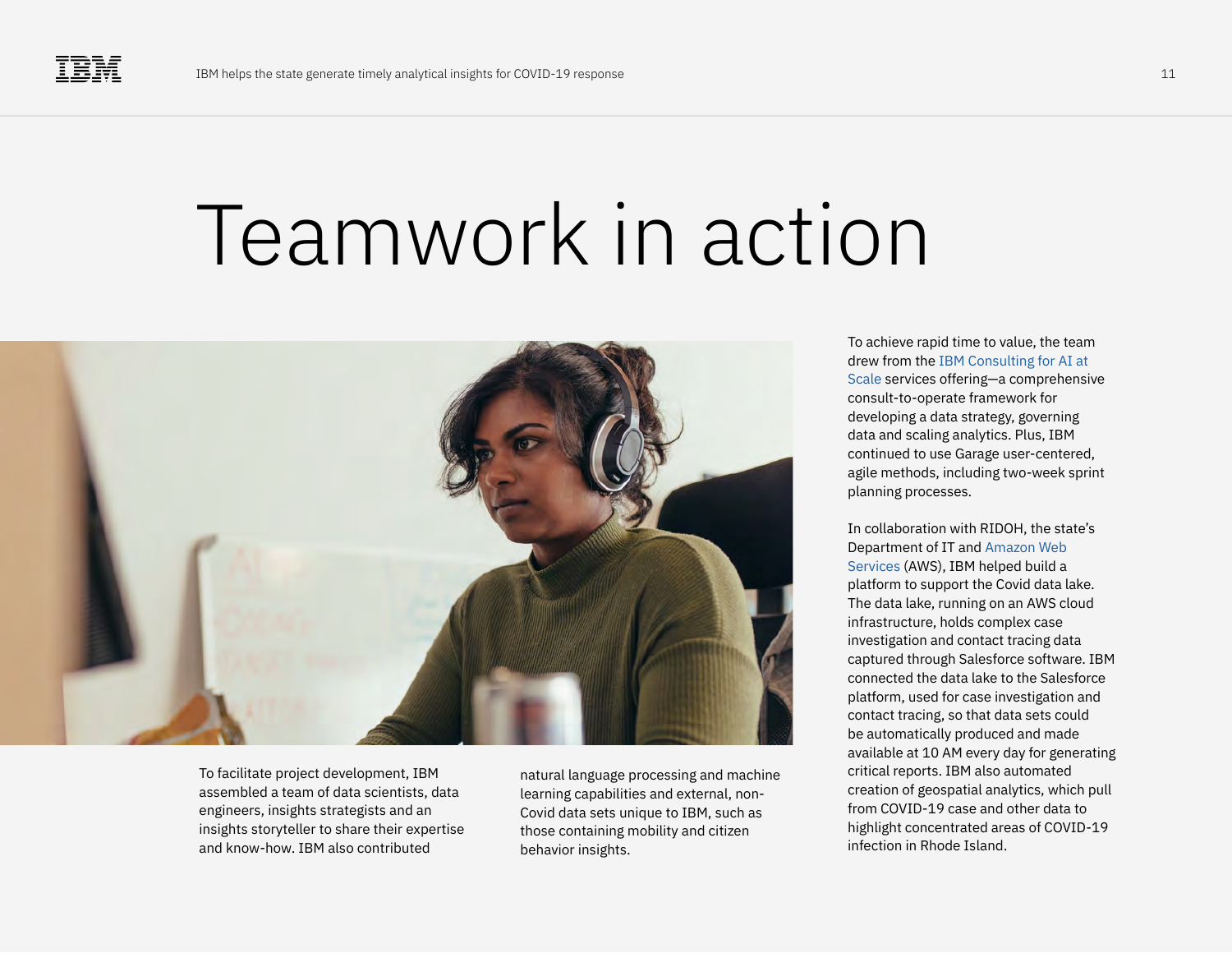# Teamwork in action

To facilitate project development, IBM assembled a team of data scientists, data engineers, insights strategists and an insights storyteller to share their expertise and know-how. IBM also contributed natural language processing and machine learning capabilities and external, non-Covid data sets unique to IBM, such as those containing mobility and citizen behavior insights.

To achieve rapid time to value, the team drew from the IBM Consulting for AI at Scale services offering—a comprehensive consult-to-operate framework for developing a data strategy, governing data and scaling analytics. Plus, IBM continued to use Garage user-centered, agile methods, including two-week sprint planning processes.

In collaboration with RIDOH, the state's Department of IT and Amazon Web Services (AWS), IBM helped build a platform to support the Covid data lake. The data lake, running on an AWS cloud infrastructure, holds complex case investigation and contact tracing data captured through Salesforce software. IBM connected the data lake to the Salesforce platform, used for case investigation and contact tracing, so that data sets could be automatically produced and made available at 10 AM every day for generating critical reports. IBM also automated creation of geospatial analytics, which pull from COVID-19 case and other data to highlight concentrated areas of COVID-19 infection in Rhode Island.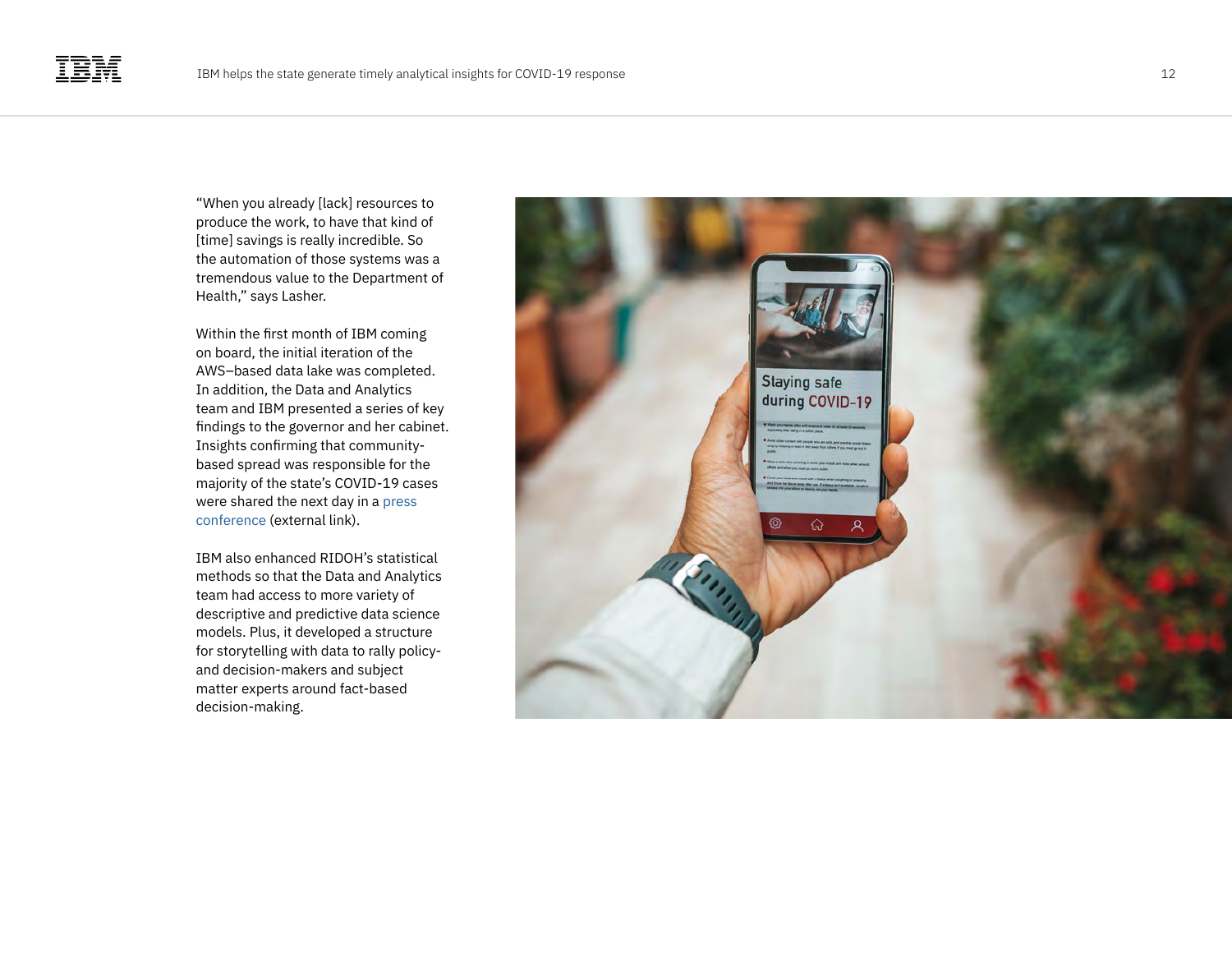"When you already [lack] resources to produce the work, to have that kind of [time] savings is really incredible. So the automation of those systems was a tremendous value to the Department of Health," says Lasher.

Within the first month of IBM coming on board, the initial iteration of the AWS–based data lake was completed. In addition, the Data and Analytics team and IBM presented a series of key findings to the governor and her cabinet. Insights confirming that community-based spread was responsible for the majority of the state's COVID-19 cases were shared the next day in a press conference (external link).

IBM also enhanced RIDOH's statistical methods so that the Data and Analytics team had access to more variety of descriptive and predictive data science models. Plus, it developed a structure for storytelling with data to rally policy- and decision-makers and subject matter experts around fact-based decision-making.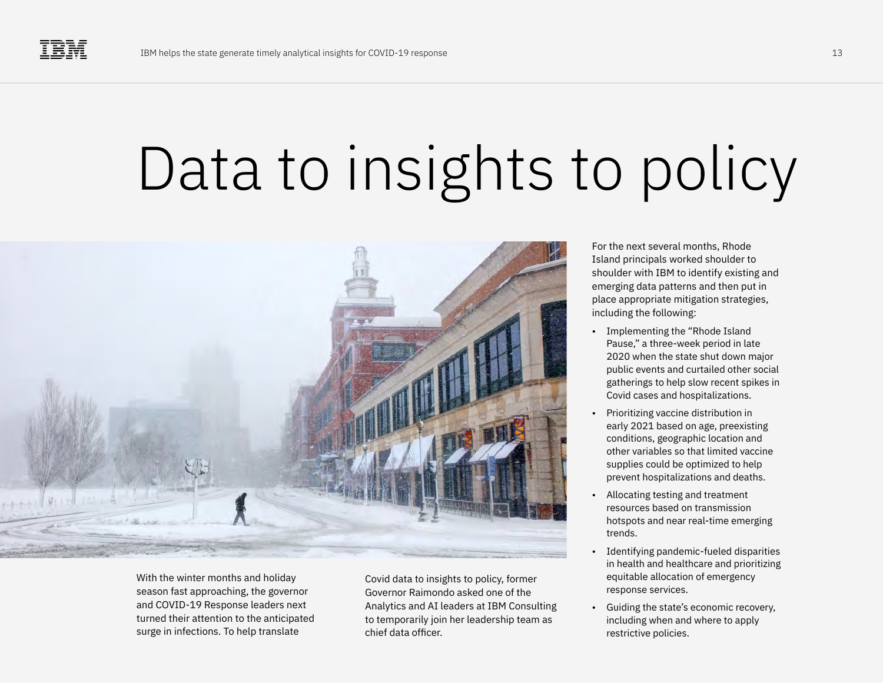# Data to insights to policy

With the winter months and holiday season fast approaching, the governor and COVID-19 Response leaders next turned their attention to the anticipated surge in infections. To help translate Covid data to insights to policy, former Governor Raimondo asked one of the Analytics and AI leaders at IBM Consulting to temporarily join her leadership team as chief data officer.

For the next several months, Rhode Island principals worked shoulder to shoulder with IBM to identify existing and emerging data patterns and then put in place appropriate mitigation strategies, including the following:

- Implementing the "Rhode Island Pause," a three-week period in late 2020 when the state shut down major public events and curtailed other social gatherings to help slow recent spikes in Covid cases and hospitalizations.
- Prioritizing vaccine distribution in early 2021 based on age, preexisting conditions, geographic location and other variables so that limited vaccine supplies could be optimized to help prevent hospitalizations and deaths.
- Allocating testing and treatment resources based on transmission hotspots and near real-time emerging trends.
- Identifying pandemic-fueled disparities in health and healthcare and prioritizing equitable allocation of emergency response services.
- Guiding the state's economic recovery, including when and where to apply restrictive policies.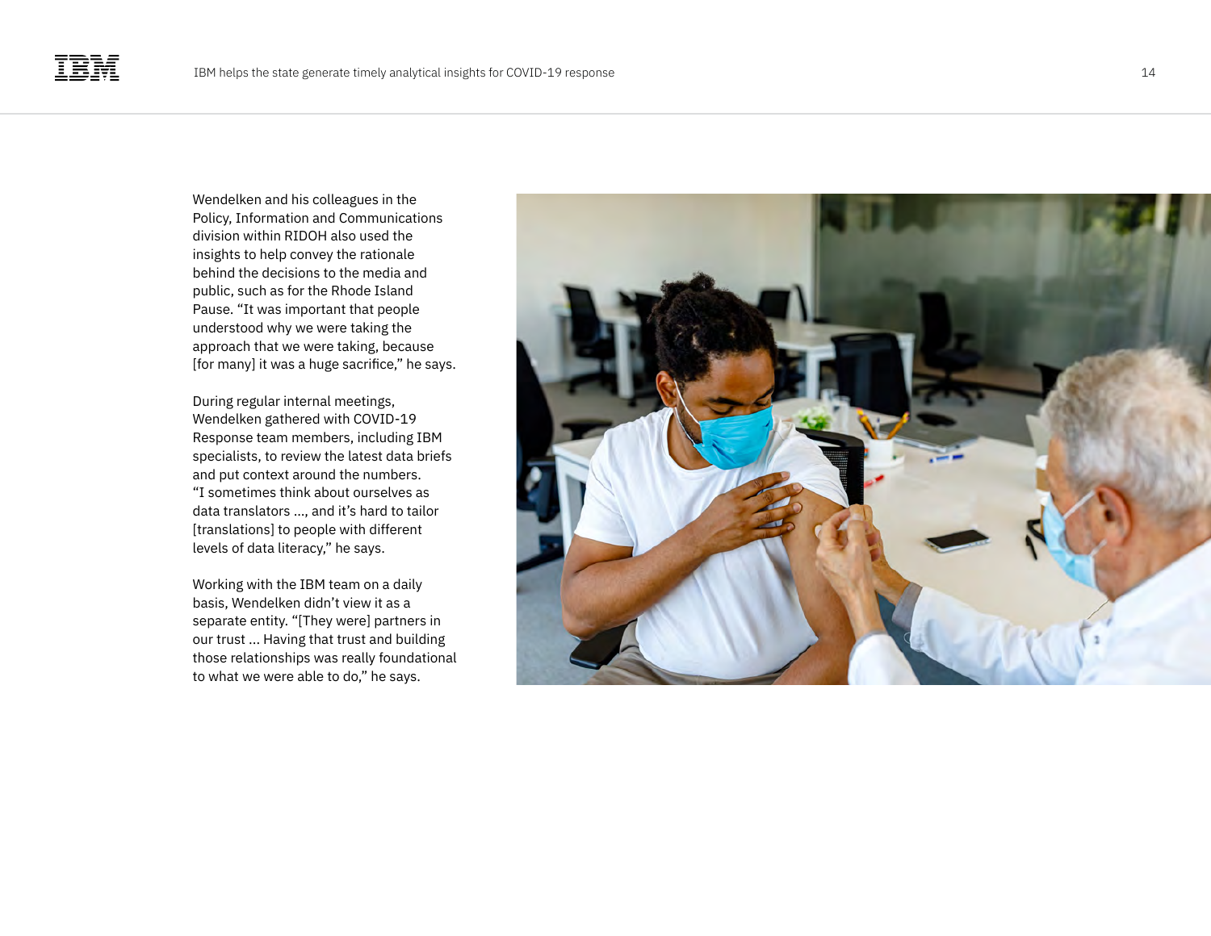Wendelken and his colleagues in the Policy, Information and Communications division within RIDOH also used the insights to help convey the rationale behind the decisions to the media and public, such as for the Rhode Island Pause. "It was important that people understood why we were taking the approach that we were taking, because [for many] it was a huge sacrifice," he says.

During regular internal meetings, Wendelken gathered with COVID-19 Response team members, including IBM specialists, to review the latest data briefs and put context around the numbers. "I sometimes think about ourselves as data translators ..., and it's hard to tailor [translations] to people with different levels of data literacy," he says.

Working with the IBM team on a daily basis, Wendelken didn't view it as a separate entity. "[They were] partners in our trust ... Having that trust and building those relationships was really foundational to what we were able to do," he says.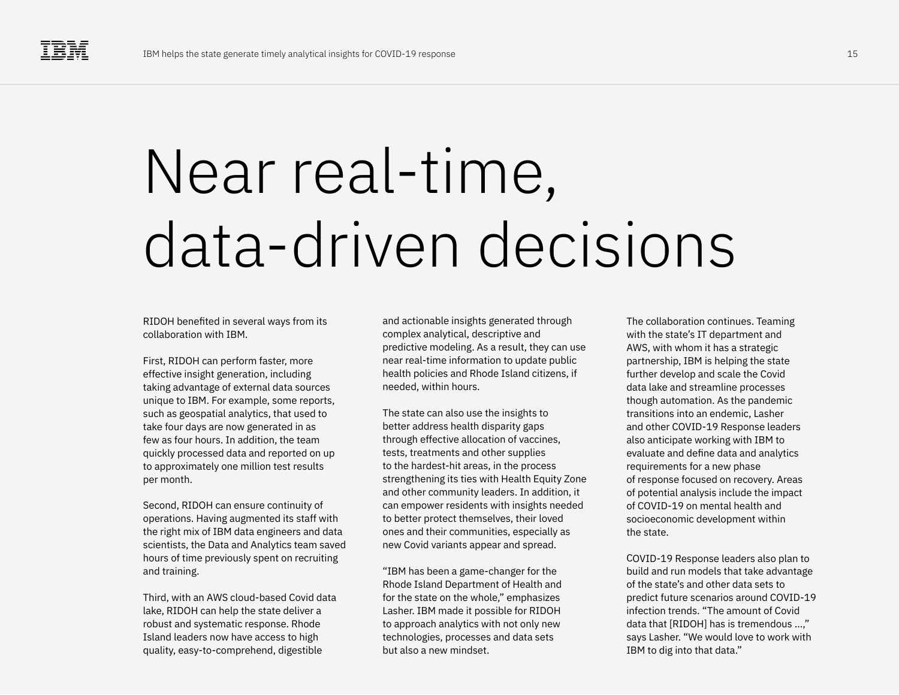# Near real-time, data-driven decisions

RIDOH benefited in several ways from its collaboration with IBM.

First, RIDOH can perform faster, more effective insight generation, including taking advantage of external data sources unique to IBM. For example, some reports, such as geospatial analytics, that used to take four days are now generated in as few as four hours. In addition, the team quickly processed data and reported on up to approximately one million test results per month.

Second, RIDOH can ensure continuity of operations. Having augmented its staff with the right mix of IBM data engineers and data scientists, the Data and Analytics team saved hours of time previously spent on recruiting and training.

Third, with an AWS cloud-based Covid data lake, RIDOH can help the state deliver a robust and systematic response. Rhode Island leaders now have access to high quality, easy-to-comprehend, digestible and actionable insights generated through complex analytical, descriptive and predictive modeling. As a result, they can use near real-time information to update public health policies and Rhode Island citizens, if needed, within hours.

The state can also use the insights to better address health disparity gaps through effective allocation of vaccines, tests, treatments and other supplies to the hardest-hit areas, in the process strengthening its ties with Health Equity Zone and other community leaders. In addition, it can empower residents with insights needed to better protect themselves, their loved ones and their communities, especially as new Covid variants appear and spread.

“IBM has been a game-changer for the Rhode Island Department of Health and for the state on the whole,” emphasizes Lasher. IBM made it possible for RIDOH to approach analytics with not only new technologies, processes and data sets but also a new mindset.

The collaboration continues. Teaming with the state’s IT department and AWS, with whom it has a strategic partnership, IBM is helping the state further develop and scale the Covid data lake and streamline processes though automation. As the pandemic transitions into an endemic, Lasher and other COVID-19 Response leaders also anticipate working with IBM to evaluate and define data and analytics requirements for a new phase of response focused on recovery. Areas of potential analysis include the impact of COVID-19 on mental health and socioeconomic development within the state.

COVID-19 Response leaders also plan to build and run models that take advantage of the state’s and other data sets to predict future scenarios around COVID-19 infection trends. “The amount of Covid data that [RIDOH] has is tremendous ...,” says Lasher. “We would love to work with IBM to dig into that data.”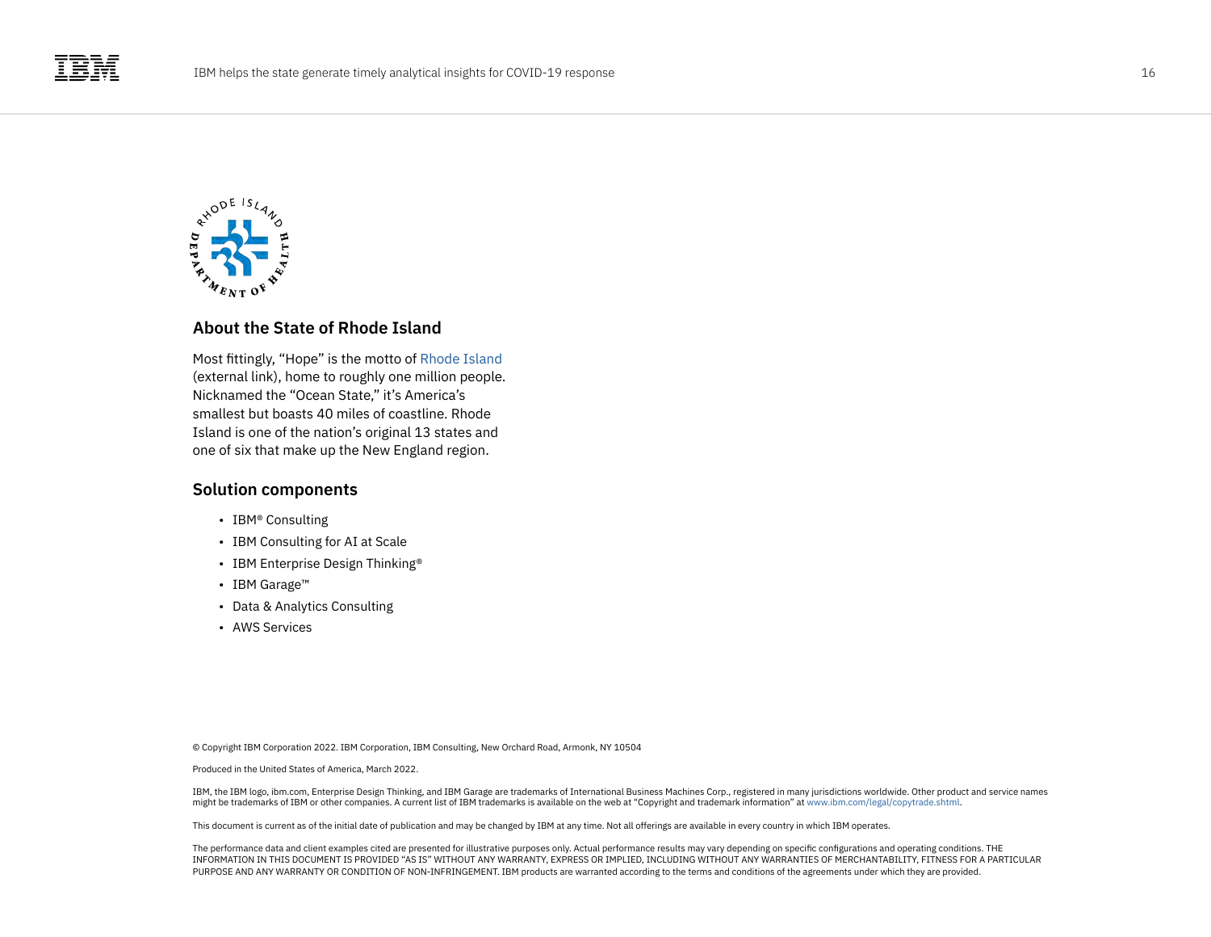## About the State of Rhode Island

Most fittingly, "Hope" is the motto of Rhode Island (external link), home to roughly one million people. Nicknamed the "Ocean State," it's America's smallest but boasts 40 miles of coastline. Rhode Island is one of the nation's original 13 states and one of six that make up the New England region.

## Solution components

- IBM® Consulting
- IBM Consulting for AI at Scale
- IBM Enterprise Design Thinking®
- IBM Garage™
- Data & Analytics Consulting
- AWS Services

© Copyright IBM Corporation 2022. IBM Corporation, IBM Consulting, New Orchard Road, Armonk, NY 10504

Produced in the United States of America, March 2022.

IBM, the IBM logo, ibm.com, Enterprise Design Thinking, and IBM Garage are trademarks of International Business Machines Corp., registered in many jurisdictions worldwide. Other product and service names might be trademarks of IBM or other companies. A current list of IBM trademarks is available on the web at "Copyright and trademark information" at www.ibm.com/legal/copytrade.shtml.

This document is current as of the initial date of publication and may be changed by IBM at any time. Not all offerings are available in every country in which IBM operates.

The performance data and client examples cited are presented for illustrative purposes only. Actual performance results may vary depending on specific configurations and operating conditions. THE INFORMATION IN THIS DOCUMENT IS PROVIDED "AS IS" WITHOUT ANY WARRANTY, EXPRESS OR IMPLIED, INCLUDING WITHOUT ANY WARRANTIES OF MERCHANTABILITY, FITNESS FOR A PARTICULAR PURPOSE AND ANY WARRANTY OR CONDITION OF NON-INFRINGEMENT. IBM products are warranted according to the terms and conditions of the agreements under which they are provided.